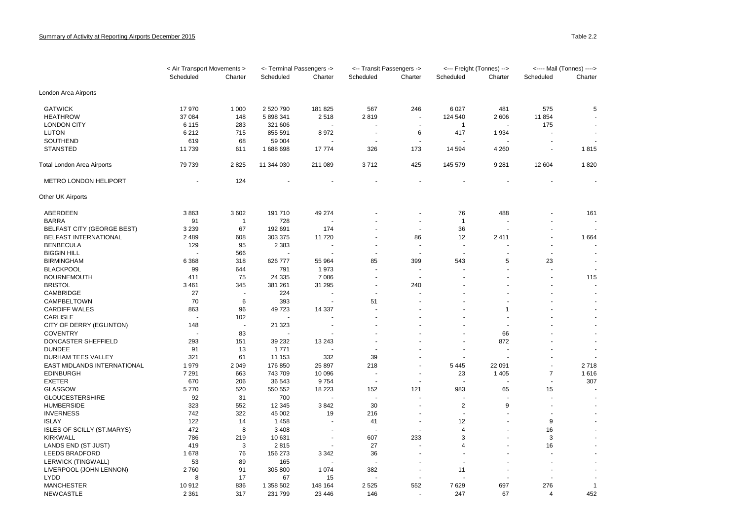Summary of Activity at Reporting Airports December 2015

Table 2.2

| | < Air Transport Movements > | | <- Terminal Passengers -> | | <-- Transit Passengers -> | | <--- Freight (Tonnes) --> | | <---- Mail (Tonnes) ----> | |
|---|---|---|---|---|---|---|---|---|---|---|
| | Scheduled | Charter | Scheduled | Charter | Scheduled | Charter | Scheduled | Charter | Scheduled | Charter |
| London Area Airports | | | | | | | | | | |
| GATWICK | 17 970 | 1 000 | 2 520 790 | 181 825 | 567 | 246 | 6 027 | 481 | 575 | 5 |
| HEATHROW | 37 084 | 148 | 5 898 341 | 2 518 | 2 819 | - | 124 540 | 2 606 | 11 854 | - |
| LONDON CITY | 6 115 | 283 | 321 606 | - | - | - | 1 | - | 175 | - |
| LUTON | 6 212 | 715 | 855 591 | 8 972 | - | 6 | 417 | 1 934 | - | - |
| SOUTHEND | 619 | 68 | 59 004 | - | - | - | - | - | - | - |
| STANSTED | 11 739 | 611 | 1 688 698 | 17 774 | 326 | 173 | 14 594 | 4 260 | - | 1 815 |
| Total London Area Airports | 79 739 | 2 825 | 11 344 030 | 211 089 | 3 712 | 425 | 145 579 | 9 281 | 12 604 | 1 820 |
| METRO LONDON HELIPORT | - | 124 | - | - | - | - | - | - | - | - |
| Other UK Airports | | | | | | | | | | |
| ABERDEEN | 3 863 | 3 602 | 191 710 | 49 274 | - | - | 76 | 488 | - | 161 |
| BARRA | 91 | 1 | 728 | - | - | - | 1 | - | - | - |
| BELFAST CITY (GEORGE BEST) | 3 239 | 67 | 192 691 | 174 | - | - | 36 | - | - | - |
| BELFAST INTERNATIONAL | 2 489 | 608 | 303 375 | 11 720 | - | 86 | 12 | 2 411 | - | 1 664 |
| BENBECULA | 129 | 95 | 2 383 | - | - | - | - | - | - | - |
| BIGGIN HILL | - | 566 | - | - | - | - | - | - | - | - |
| BIRMINGHAM | 6 368 | 318 | 626 777 | 55 964 | 85 | 399 | 543 | 5 | 23 | - |
| BLACKPOOL | 99 | 644 | 791 | 1 973 | - | - | - | - | - | - |
| BOURNEMOUTH | 411 | 75 | 24 335 | 7 086 | - | - | - | - | - | 115 |
| BRISTOL | 3 461 | 345 | 381 261 | 31 295 | - | 240 | - | - | - | - |
| CAMBRIDGE | 27 | - | 224 | - | - | - | - | - | - | - |
| CAMPBELTOWN | 70 | 6 | 393 | - | 51 | - | - | - | - | - |
| CARDIFF WALES | 863 | 96 | 49 723 | 14 337 | - | - | - | 1 | - | - |
| CARLISLE | - | 102 | - | - | - | - | - | - | - | - |
| CITY OF DERRY (EGLINTON) | 148 | - | 21 323 | - | - | - | - | - | - | - |
| COVENTRY | - | 83 | - | - | - | - | - | 66 | - | - |
| DONCASTER SHEFFIELD | 293 | 151 | 39 232 | 13 243 | - | - | - | 872 | - | - |
| DUNDEE | 91 | 13 | 1 771 | - | - | - | - | - | - | - |
| DURHAM TEES VALLEY | 321 | 61 | 11 153 | 332 | 39 | - | - | - | - | - |
| EAST MIDLANDS INTERNATIONAL | 1 979 | 2 049 | 176 850 | 25 897 | 218 | - | 5 445 | 22 091 | - | 2 718 |
| EDINBURGH | 7 291 | 663 | 743 709 | 10 096 | - | - | 23 | 1 405 | 7 | 1 616 |
| EXETER | 670 | 206 | 36 543 | 9 754 | - | - | - | - | - | 307 |
| GLASGOW | 5 770 | 520 | 550 552 | 18 223 | 152 | 121 | 983 | 65 | 15 | - |
| GLOUCESTERSHIRE | 92 | 31 | 700 | - | - | - | - | - | - | - |
| HUMBERSIDE | 323 | 552 | 12 345 | 3 842 | 30 | - | 2 | 9 | - | - |
| INVERNESS | 742 | 322 | 45 002 | 19 | 216 | - | - | - | - | - |
| ISLAY | 122 | 14 | 1 458 | - | 41 | - | 12 | - | 9 | - |
| ISLES OF SCILLY (ST.MARYS) | 472 | 8 | 3 408 | - | - | - | 4 | - | 16 | - |
| KIRKWALL | 786 | 219 | 10 631 | - | 607 | 233 | 3 | - | 3 | - |
| LANDS END (ST JUST) | 419 | 3 | 2 815 | - | 27 | - | 4 | - | 16 | - |
| LEEDS BRADFORD | 1 678 | 76 | 156 273 | 3 342 | 36 | - | - | - | - | - |
| LERWICK (TINGWALL) | 53 | 89 | 165 | - | - | - | - | - | - | - |
| LIVERPOOL (JOHN LENNON) | 2 760 | 91 | 305 800 | 1 074 | 382 | - | 11 | - | - | - |
| LYDD | 8 | 17 | 67 | 15 | - | - | - | - | - | - |
| MANCHESTER | 10 912 | 836 | 1 358 502 | 148 164 | 2 525 | 552 | 7 629 | 697 | 276 | 1 |
| NEWCASTLE | 2 361 | 317 | 231 799 | 23 446 | 146 | - | 247 | 67 | 4 | 452 |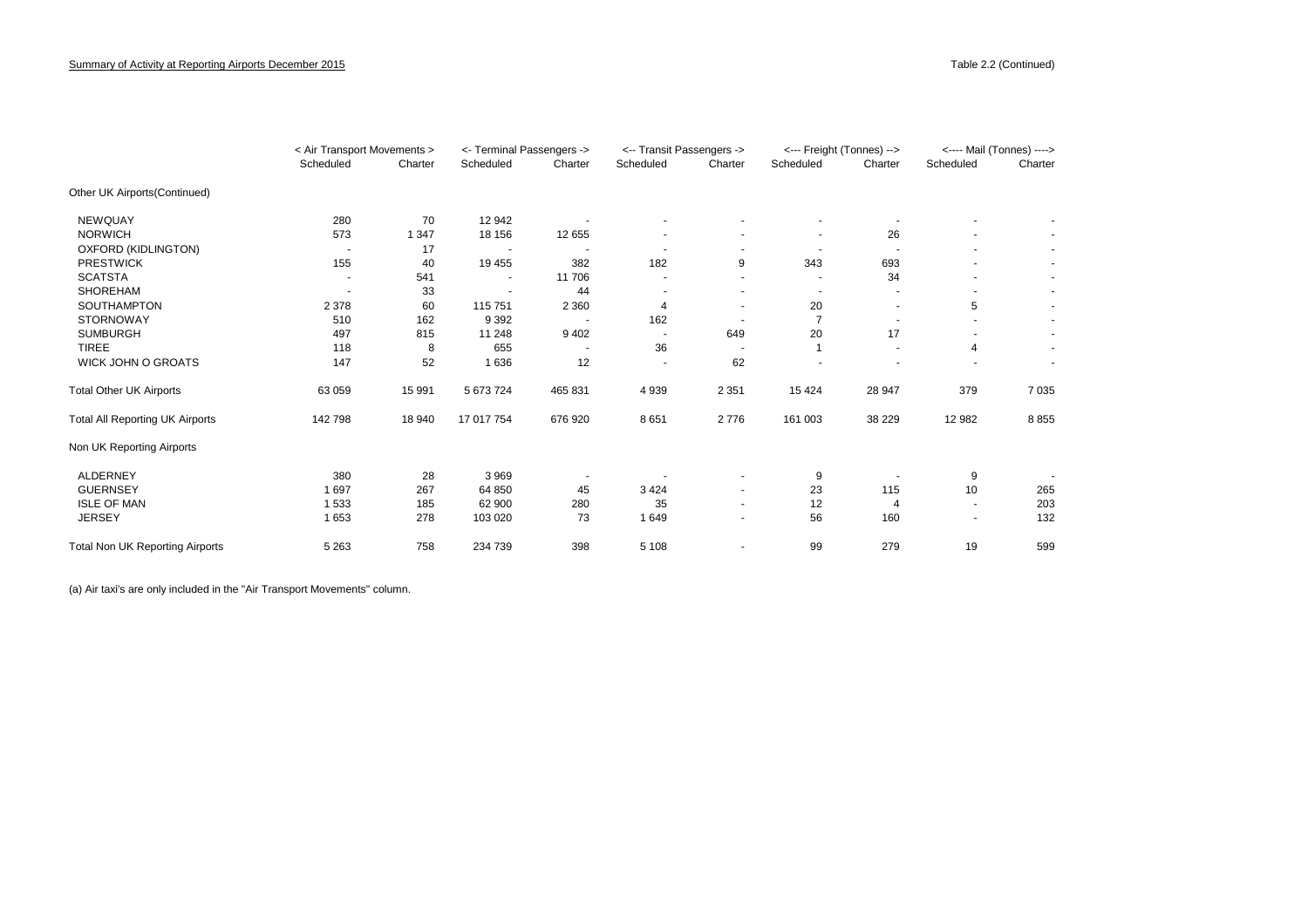Summary of Activity at Reporting Airports December 2015

Table 2.2 (Continued)

| | < Air Transport Movements > | | <- Terminal Passengers -> | | <-- Transit Passengers -> | | <--- Freight (Tonnes) --> | | <---- Mail (Tonnes) ----> | |
|---|---|---|---|---|---|---|---|---|---|---|
| | Scheduled | Charter | Scheduled | Charter | Scheduled | Charter | Scheduled | Charter | Scheduled | Charter |
| Other UK Airports(Continued) | | | | | | | | | | |
| NEWQUAY | 280 | 70 | 12 942 | - | - | - | - | - | - | - |
| NORWICH | 573 | 1 347 | 18 156 | 12 655 | - | - | - | 26 | - | - |
| OXFORD (KIDLINGTON) | - | 17 | - | - | - | - | - | - | - | - |
| PRESTWICK | 155 | 40 | 19 455 | 382 | 182 | 9 | 343 | 693 | - | - |
| SCATSTA | - | 541 | - | 11 706 | - | - | - | 34 | - | - |
| SHOREHAM | - | 33 | - | 44 | - | - | - | - | - | - |
| SOUTHAMPTON | 2 378 | 60 | 115 751 | 2 360 | 4 | - | 20 | - | 5 | - |
| STORNOWAY | 510 | 162 | 9 392 | - | 162 | - | 7 | - | - | - |
| SUMBURGH | 497 | 815 | 11 248 | 9 402 | - | 649 | 20 | 17 | - | - |
| TIREE | 118 | 8 | 655 | - | 36 | - | 1 | - | 4 | - |
| WICK JOHN O GROATS | 147 | 52 | 1 636 | 12 | - | 62 | - | - | - | - |
| Total Other UK Airports | 63 059 | 15 991 | 5 673 724 | 465 831 | 4 939 | 2 351 | 15 424 | 28 947 | 379 | 7 035 |
| Total All Reporting UK Airports | 142 798 | 18 940 | 17 017 754 | 676 920 | 8 651 | 2 776 | 161 003 | 38 229 | 12 982 | 8 855 |
| Non UK Reporting Airports | | | | | | | | | | |
| ALDERNEY | 380 | 28 | 3 969 | - | - | - | 9 | - | 9 | - |
| GUERNSEY | 1 697 | 267 | 64 850 | 45 | 3 424 | - | 23 | 115 | 10 | 265 |
| ISLE OF MAN | 1 533 | 185 | 62 900 | 280 | 35 | - | 12 | 4 | - | 203 |
| JERSEY | 1 653 | 278 | 103 020 | 73 | 1 649 | - | 56 | 160 | - | 132 |
| Total Non UK Reporting Airports | 5 263 | 758 | 234 739 | 398 | 5 108 | - | 99 | 279 | 19 | 599 |

(a) Air taxi's are only included in the "Air Transport Movements" column.